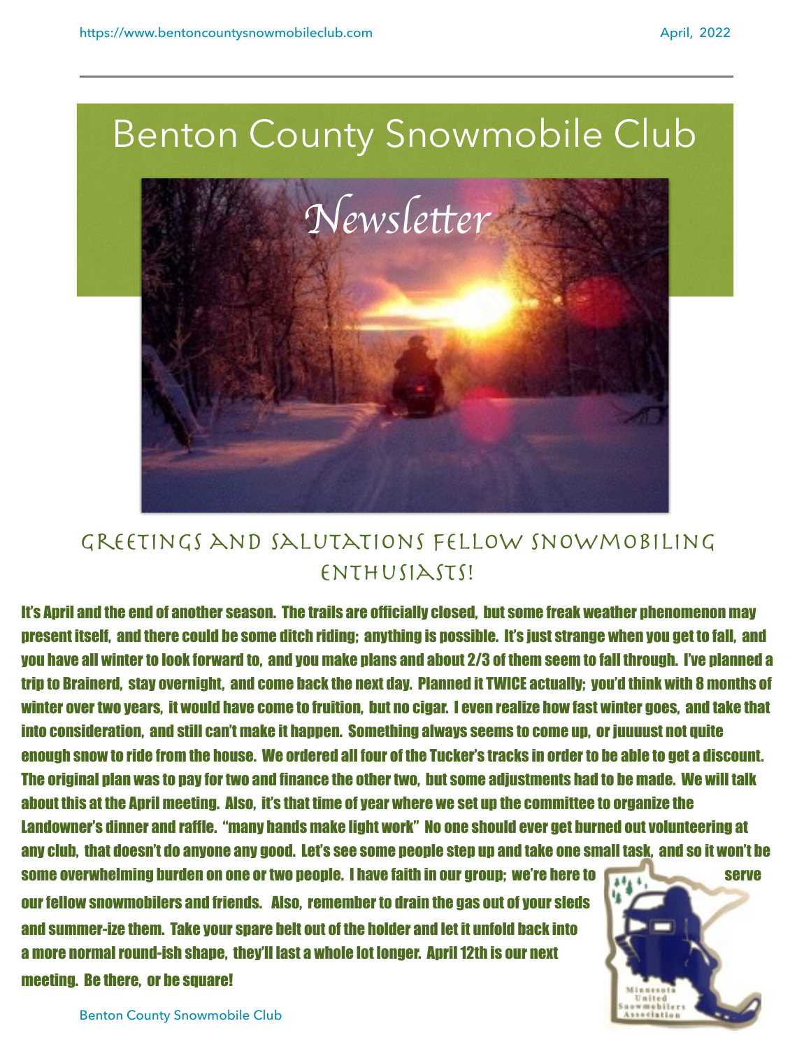# Benton County Snowmobile Club

## Newsletter

## Greetings and Salutations Fellow Snowmobiling Enthusiasts!

**It's April and the end of another season. The trails are officially closed, but some freak weather phenomenon may present itself, and there could be some ditch riding; anything is possible. It's just strange when you get to fall, and you have all winter to look forward to, and you make plans and about 2/3 of them seem to fall through. I've planned a trip to Brainerd, stay overnight, and come back the next day. Planned it TWICE actually; you'd think with 8 months of winter over two years, it would have come to fruition, but no cigar. I even realize how fast winter goes, and take that into consideration, and still can't make it happen. Something always seems to come up, or juuuust not quite enough snow to ride from the house. We ordered all four of the Tucker's tracks in order to be able to get a discount. The original plan was to pay for two and finance the other two, but some adjustments had to be made. We will talk about this at the April meeting. Also, it's that time of year where we set up the committee to organize the Landowner's dinner and raffle. "many hands make light work" No one should ever get burned out volunteering at any club, that doesn't do anyone any good. Let's see some people step up and take one small task, and so it won't be some overwhelming burden on one or two people. I have faith in our group; we're here to serve our fellow snowmobilers and friends. Also, remember to drain the gas out of your sleds and summer-ize them. Take your spare belt out of the holder and let it unfold back into a more normal round-ish shape, they'll last a whole lot longer. April 12th is our next meeting. Be there, or be square!**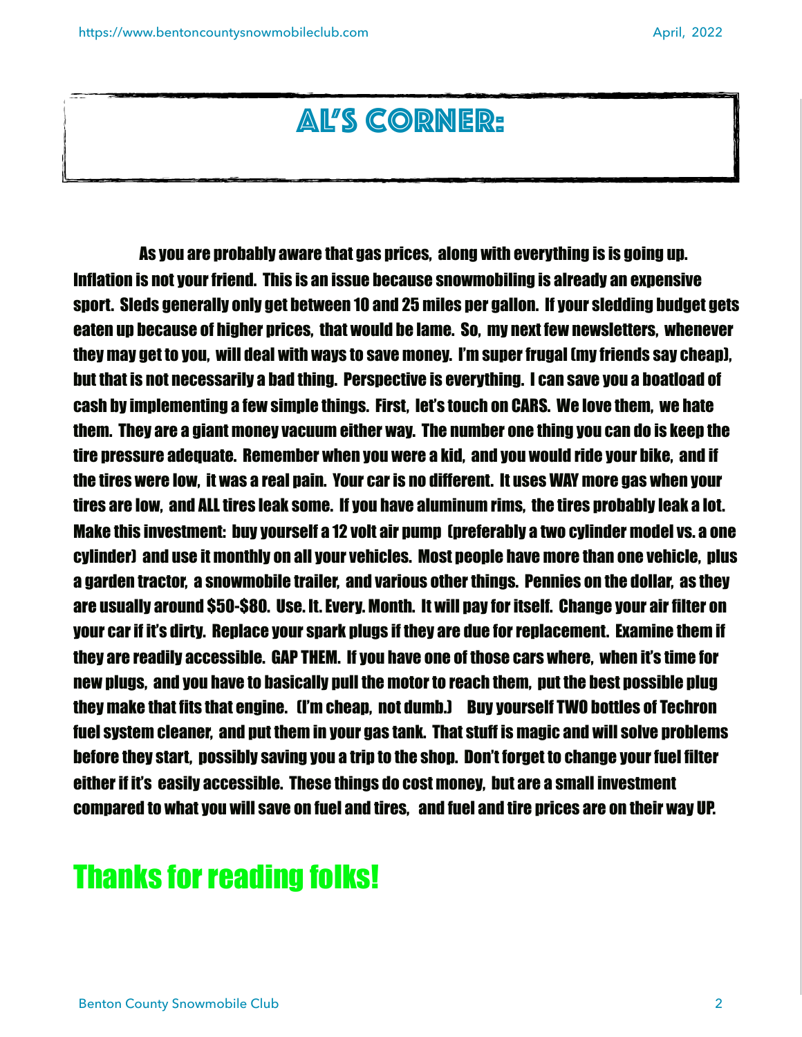# Al's Corner:

As you are probably aware that gas prices, along with everything is is going up. Inflation is not your friend. This is an issue because snowmobiling is already an expensive sport. Sleds generally only get between 10 and 25 miles per gallon. If your sledding budget gets eaten up because of higher prices, that would be lame. So, my next few newsletters, whenever they may get to you, will deal with ways to save money. I'm super frugal (my friends say cheap), but that is not necessarily a bad thing. Perspective is everything. I can save you a boatload of cash by implementing a few simple things. First, let's touch on CARS. We love them, we hate them. They are a giant money vacuum either way. The number one thing you can do is keep the tire pressure adequate. Remember when you were a kid, and you would ride your bike, and if the tires were low, it was a real pain. Your car is no different. It uses WAY more gas when your tires are low, and ALL tires leak some. If you have aluminum rims, the tires probably leak a lot. Make this investment: buy yourself a 12 volt air pump (preferably a two cylinder model vs. a one cylinder) and use it monthly on all your vehicles. Most people have more than one vehicle, plus a garden tractor, a snowmobile trailer, and various other things. Pennies on the dollar, as they are usually around $50-$80. Use. It. Every. Month. It will pay for itself. Change your air filter on your car if it's dirty. Replace your spark plugs if they are due for replacement. Examine them if they are readily accessible. GAP THEM. If you have one of those cars where, when it's time for new plugs, and you have to basically pull the motor to reach them, put the best possible plug they make that fits that engine. (I'm cheap, not dumb.) Buy yourself TWO bottles of Techron fuel system cleaner, and put them in your gas tank. That stuff is magic and will solve problems before they start, possibly saving you a trip to the shop. Don't forget to change your fuel filter either if it's easily accessible. These things do cost money, but are a small investment compared to what you will save on fuel and tires, and fuel and tire prices are on their way UP.

## Thanks for reading folks!